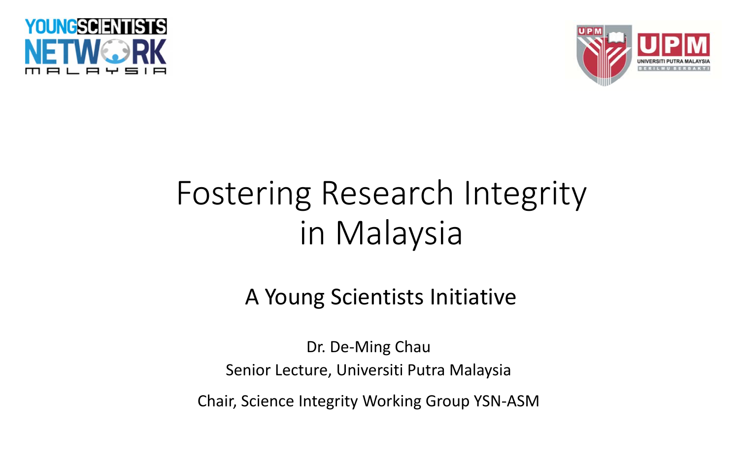# Fostering Research Integrity in Malaysia

## A Young Scientists Initiative

Dr. De-Ming Chau

Senior Lecture, Universiti Putra Malaysia

Chair, Science Integrity Working Group YSN-ASM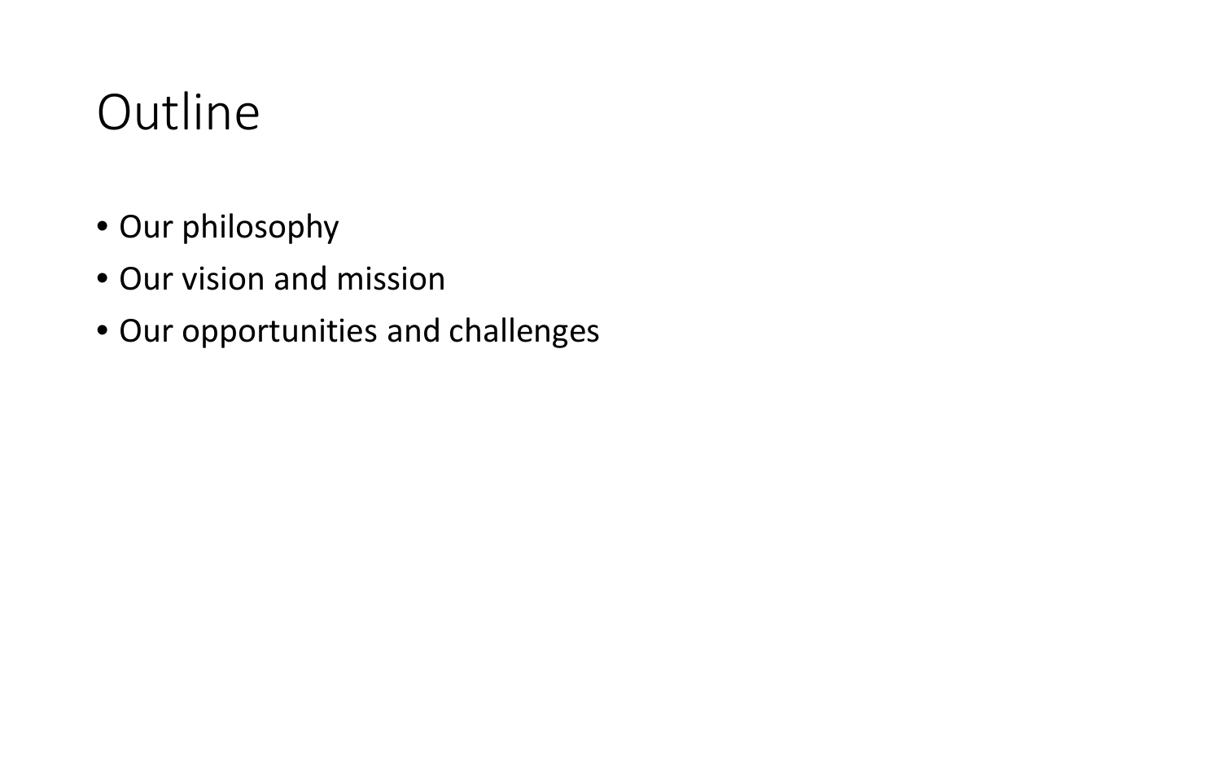# Outline

- Our philosophy
- Our vision and mission
- Our opportunities and challenges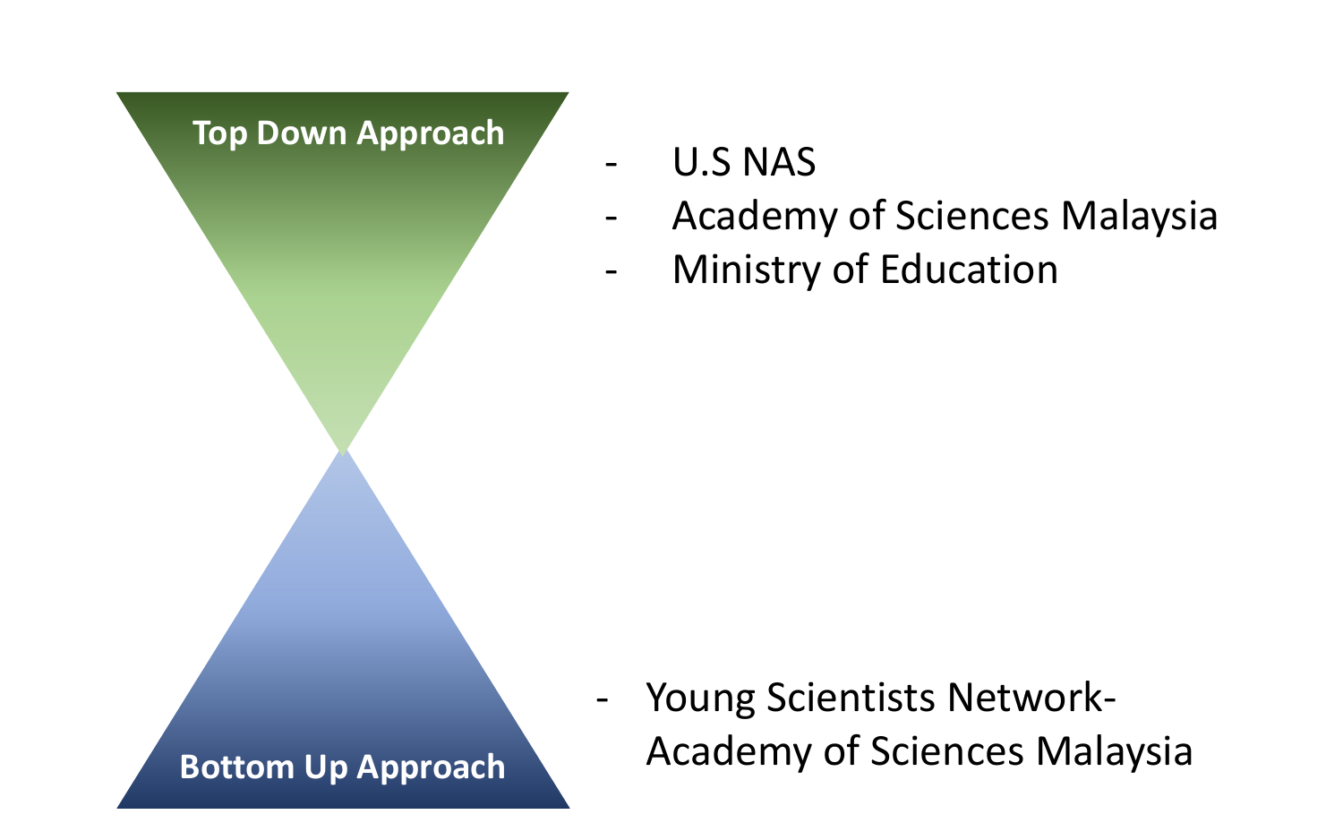**Top Down Approach**

- U.S NAS
- Academy of Sciences Malaysia
- Ministry of Education

**Bottom Up Approach**

- Young Scientists Network- Academy of Sciences Malaysia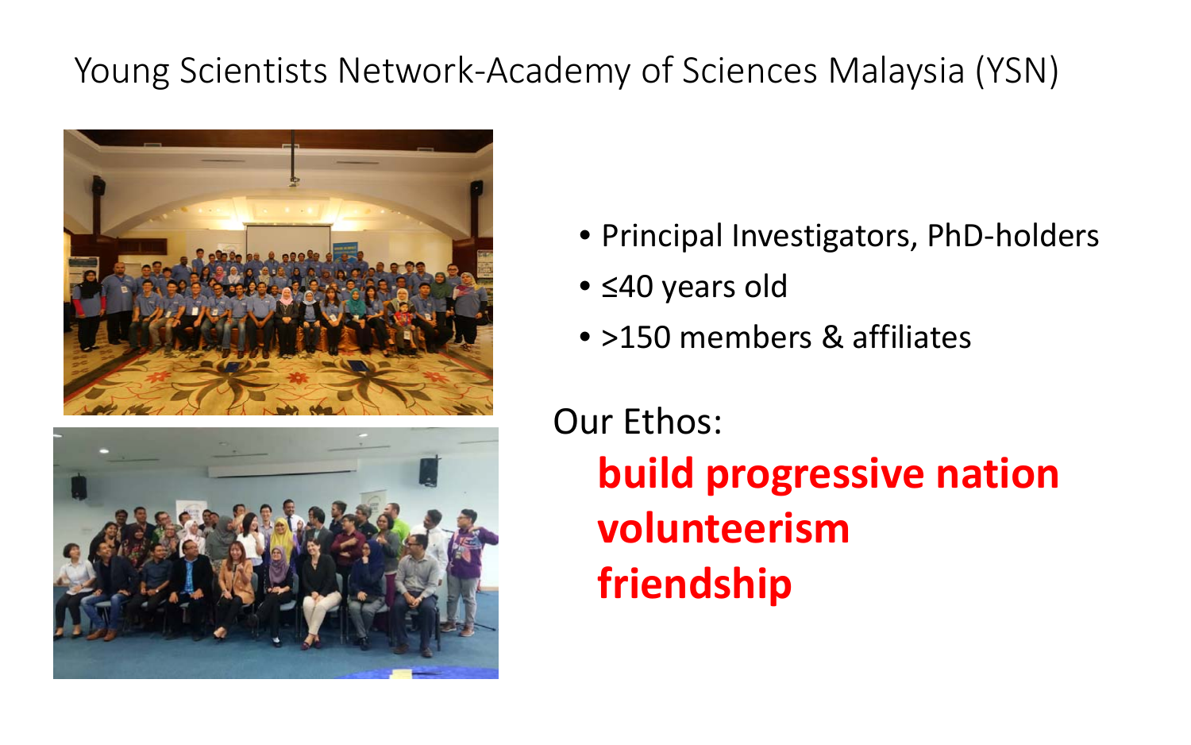# Young Scientists Network-Academy of Sciences Malaysia (YSN)

- Principal Investigators, PhD-holders
- ≤40 years old
- >150 members & affiliates

Our Ethos:

**build progressive nation**
**volunteerism**
**friendship**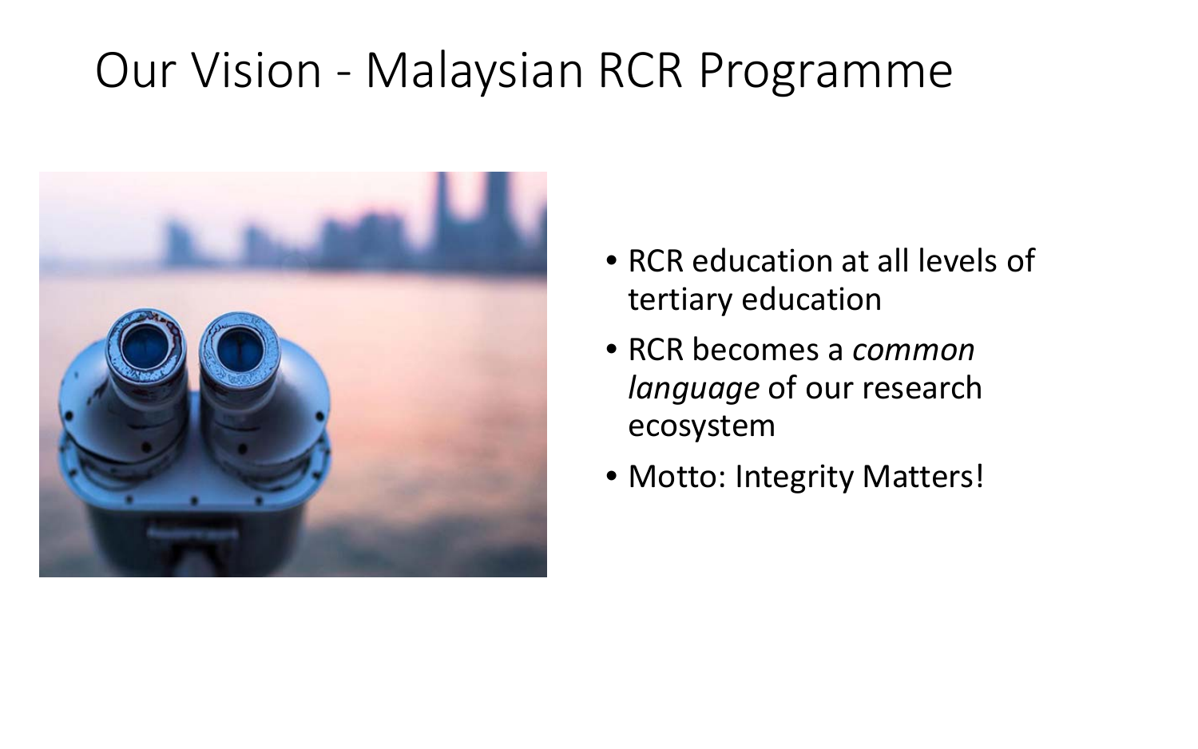# Our Vision - Malaysian RCR Programme

- RCR education at all levels of tertiary education
- RCR becomes a *common language* of our research ecosystem
- Motto: Integrity Matters!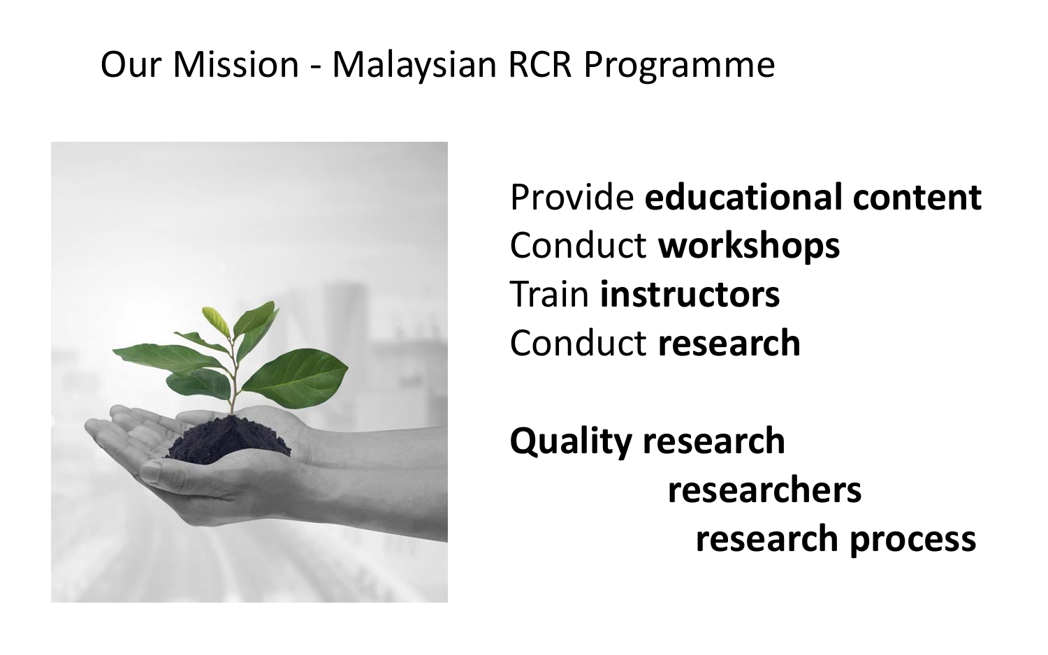# Our Mission - Malaysian RCR Programme

Provide **educational content**
Conduct **workshops**
Train **instructors**
Conduct **research**

**Quality research**
**researchers**
**research process**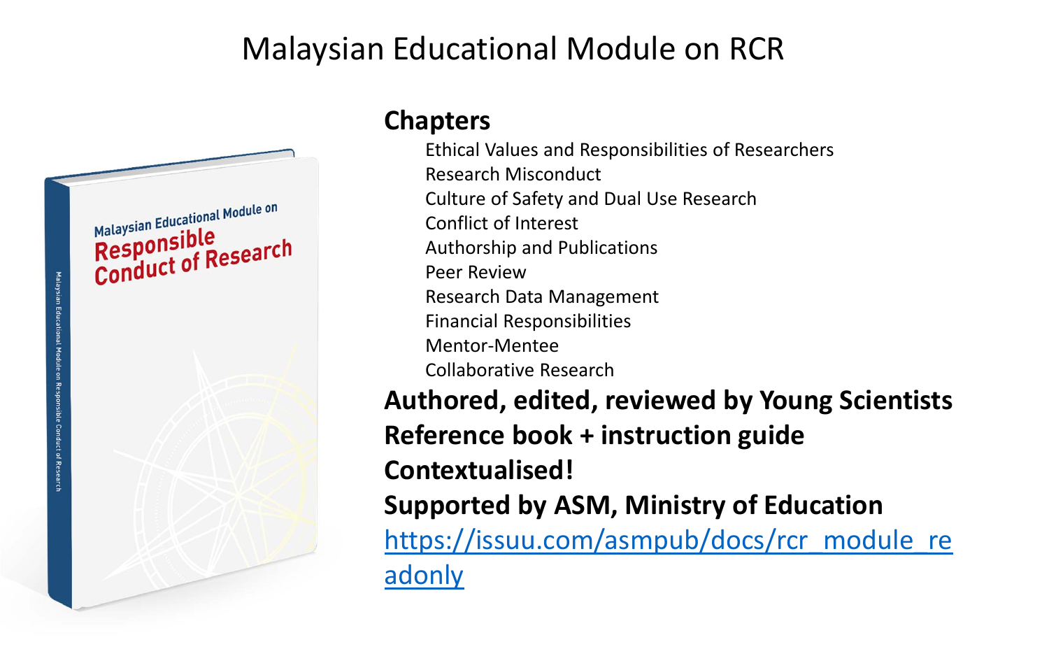# Malaysian Educational Module on RCR

## Chapters

- Ethical Values and Responsibilities of Researchers
- Research Misconduct
- Culture of Safety and Dual Use Research
- Conflict of Interest
- Authorship and Publications
- Peer Review
- Research Data Management
- Financial Responsibilities
- Mentor-Mentee
- Collaborative Research

**Authored, edited, reviewed by Young Scientists**

**Reference book + instruction guide**

**Contextualised!**

**Supported by ASM, Ministry of Education**

https://issuu.com/asmpub/docs/rcr_module_readonly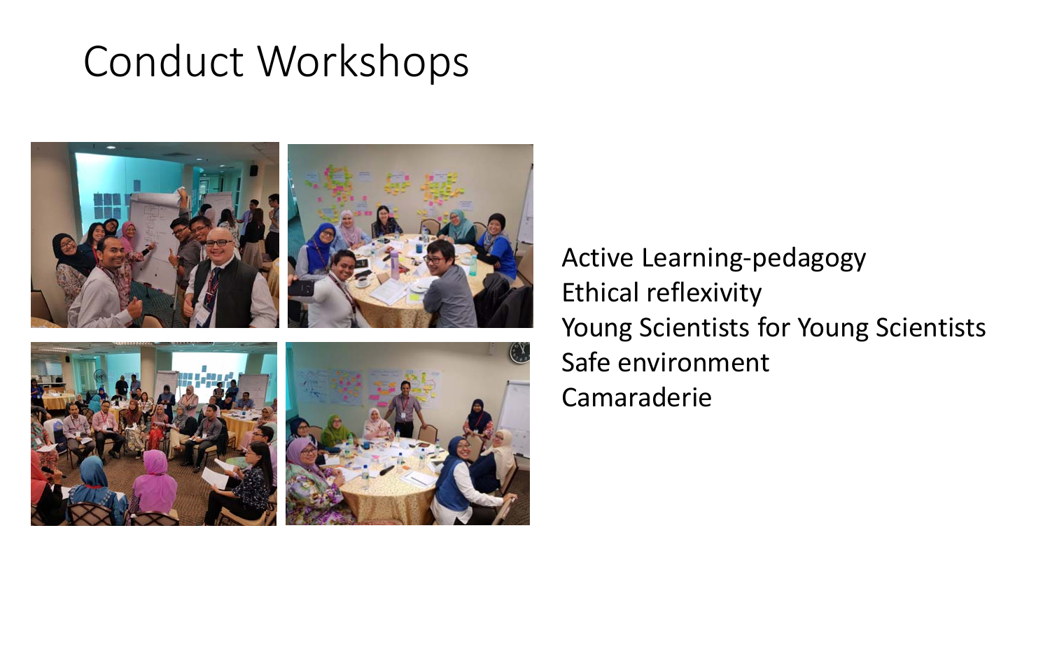# Conduct Workshops

Active Learning-pedagogy
Ethical reflexivity
Young Scientists for Young Scientists
Safe environment
Camaraderie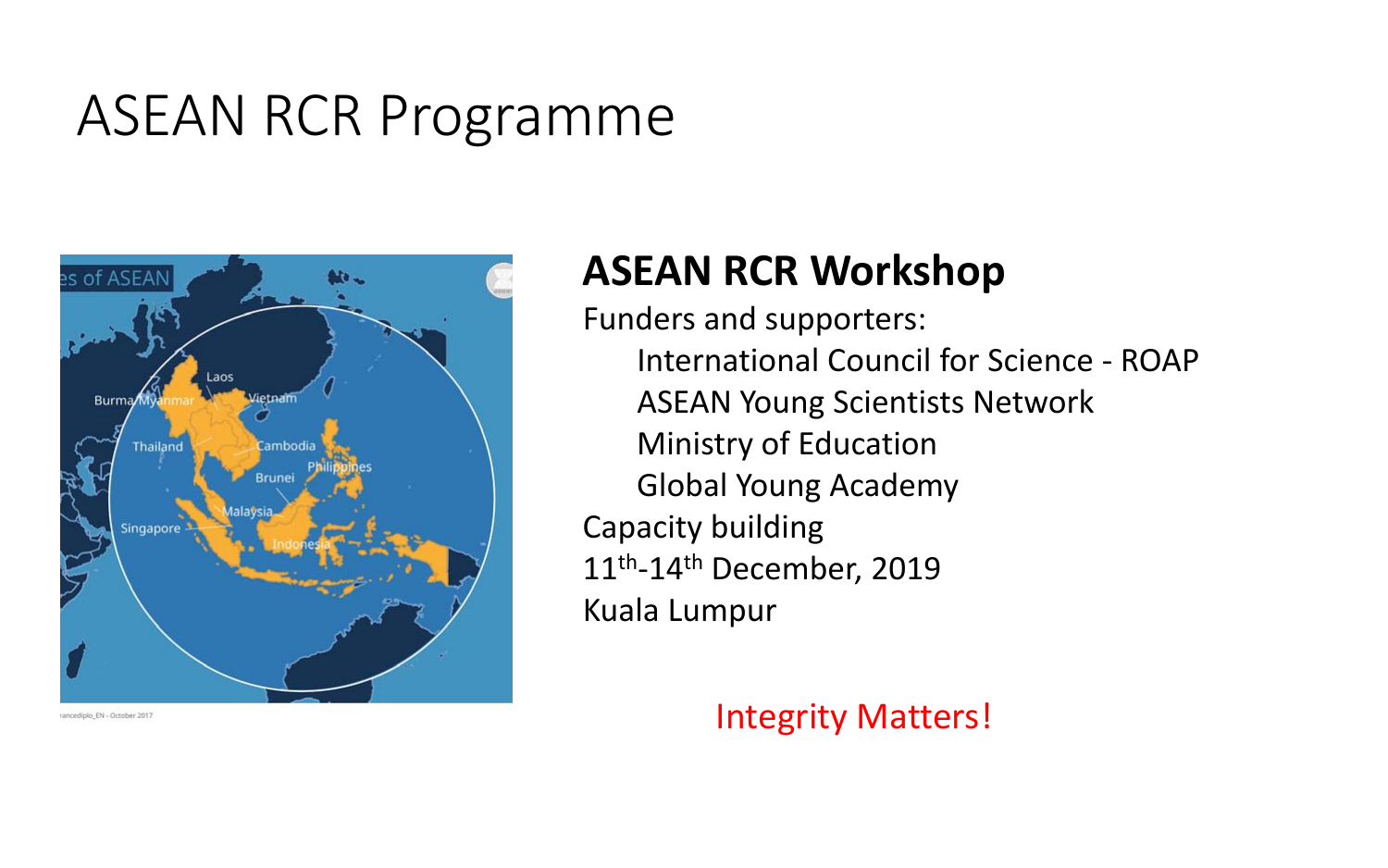# ASEAN RCR Programme

## ASEAN RCR Workshop

Funders and supporters:

- International Council for Science - ROAP
- ASEAN Young Scientists Network
- Ministry of Education
- Global Young Academy

Capacity building

11th-14th December, 2019

Kuala Lumpur

Integrity Matters!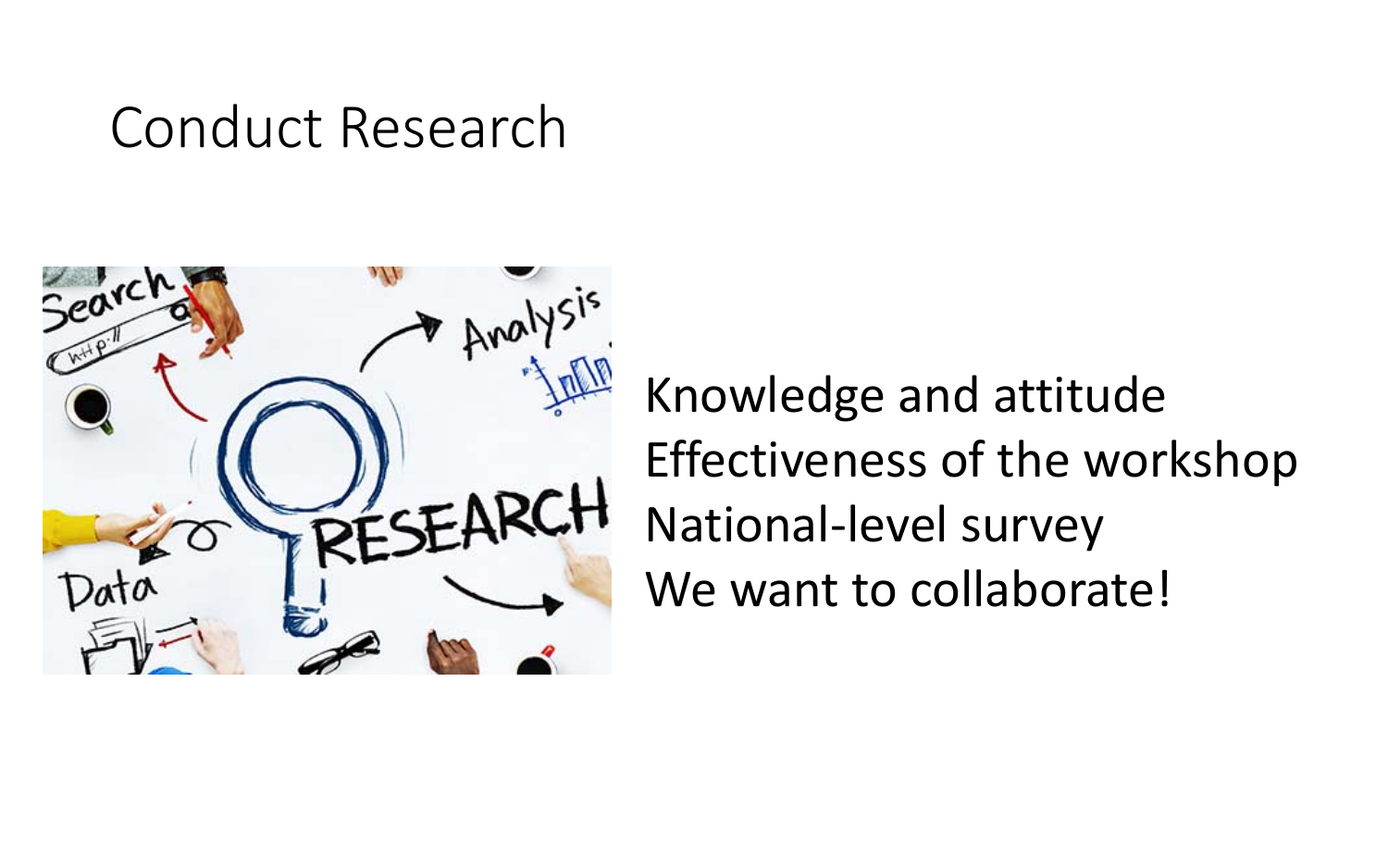# Conduct Research

Knowledge and attitude
Effectiveness of the workshop
National-level survey
We want to collaborate!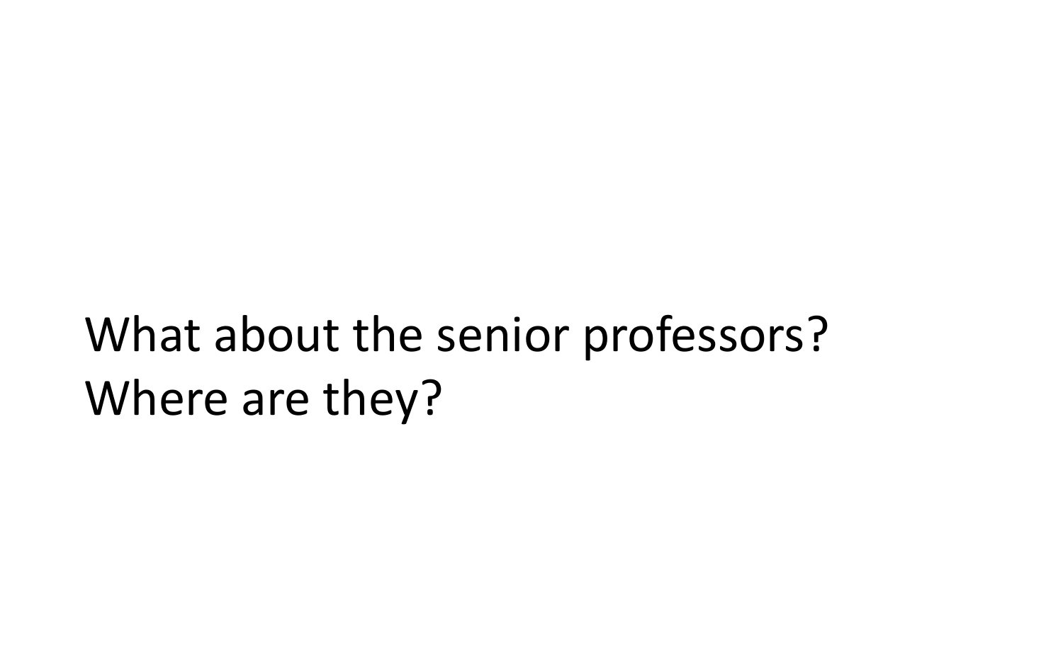What about the senior professors?
Where are they?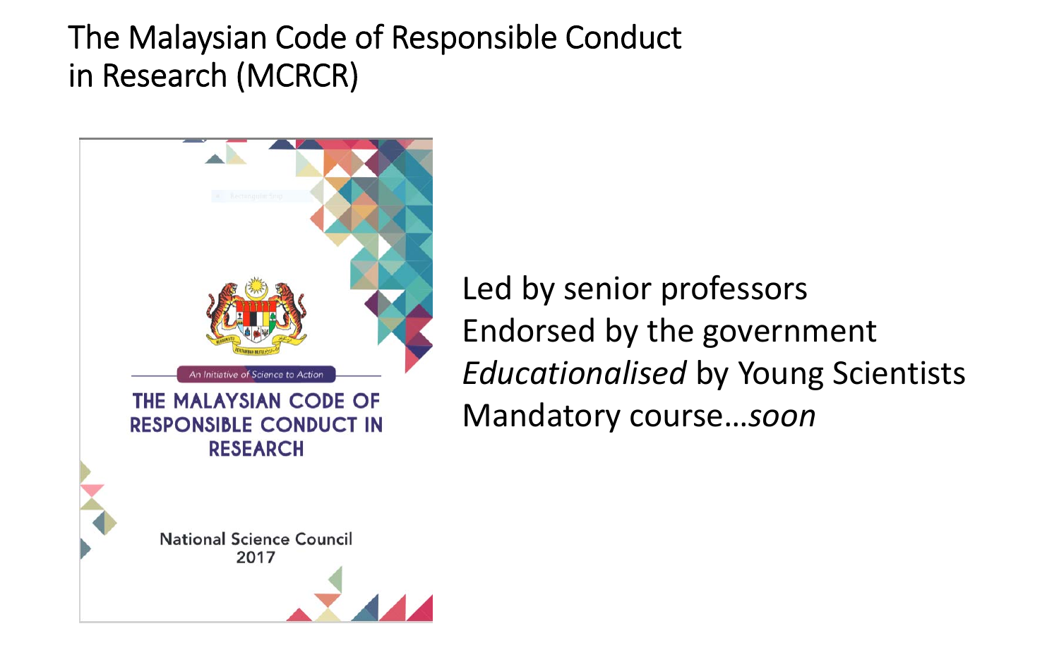# The Malaysian Code of Responsible Conduct in Research (MCRCR)

An Initiative of Science to Action

THE MALAYSIAN CODE OF RESPONSIBLE CONDUCT IN RESEARCH

National Science Council
2017

Led by senior professors
Endorsed by the government
*Educationalised* by Young Scientists
Mandatory course…*soon*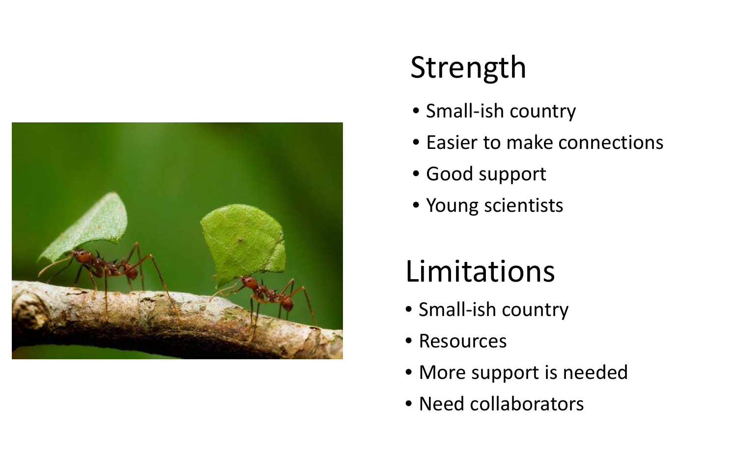## Strength

- Small-ish country
- Easier to make connections
- Good support
- Young scientists

## Limitations

- Small-ish country
- Resources
- More support is needed
- Need collaborators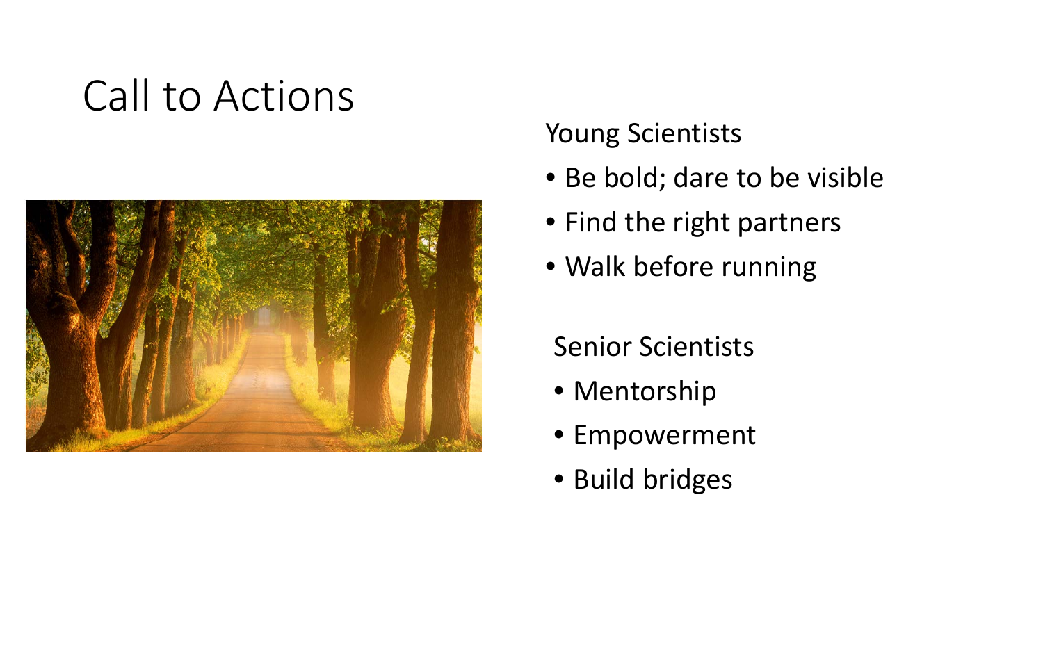# Call to Actions

Young Scientists

- Be bold; dare to be visible
- Find the right partners
- Walk before running

Senior Scientists

- Mentorship
- Empowerment
- Build bridges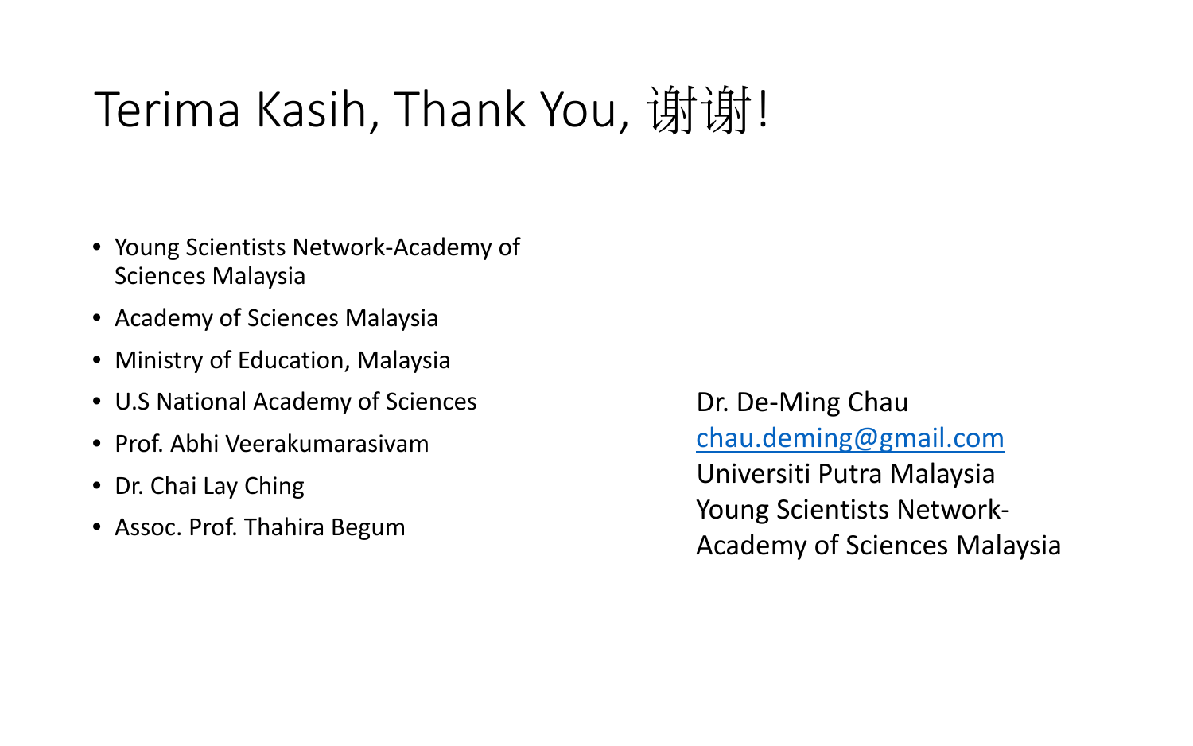# Terima Kasih, Thank You, 谢谢!

- Young Scientists Network-Academy of Sciences Malaysia
- Academy of Sciences Malaysia
- Ministry of Education, Malaysia
- U.S National Academy of Sciences
- Prof. Abhi Veerakumarasivam
- Dr. Chai Lay Ching
- Assoc. Prof. Thahira Begum

Dr. De-Ming Chau
chau.deming@gmail.com
Universiti Putra Malaysia
Young Scientists Network-Academy of Sciences Malaysia